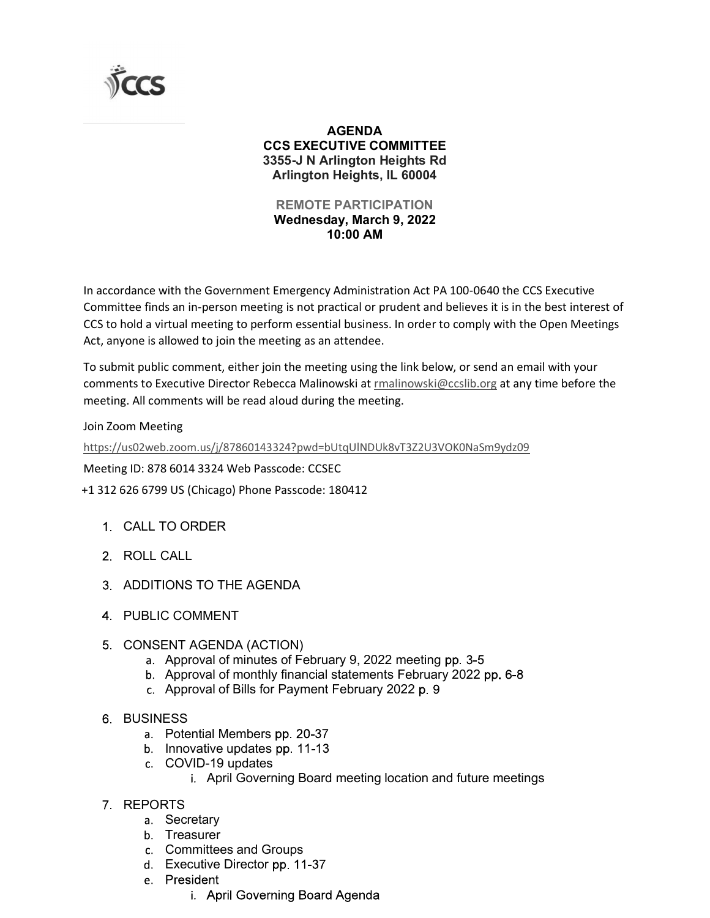# AGENDA
## CCS EXECUTIVE COMMITTEE
**3355-J N Arlington Heights Rd**
**Arlington Heights, IL 60004**

**REMOTE PARTICIPATION**
**Wednesday, March 9, 2022**
**10:00 AM**

In accordance with the Government Emergency Administration Act PA 100-0640 the CCS Executive Committee finds an in-person meeting is not practical or prudent and believes it is in the best interest of CCS to hold a virtual meeting to perform essential business. In order to comply with the Open Meetings Act, anyone is allowed to join the meeting as an attendee.

To submit public comment, either join the meeting using the link below, or send an email with your comments to Executive Director Rebecca Malinowski at rmalinowski@ccslib.org at any time before the meeting. All comments will be read aloud during the meeting.

Join Zoom Meeting

https://us02web.zoom.us/j/87860143324?pwd=bUtqUlNDUk8vT3Z2U3VOK0NaSm9ydz09

Meeting ID: 878 6014 3324 Web Passcode: CCSEC

+1 312 626 6799 US (Chicago) Phone Passcode: 180412

1. CALL TO ORDER
2. ROLL CALL
3. ADDITIONS TO THE AGENDA
4. PUBLIC COMMENT
5. CONSENT AGENDA (ACTION)
   a. Approval of minutes of February 9, 2022 meeting pp. 3-5
   b. Approval of monthly financial statements February 2022 pp. 6-8
   c. Approval of Bills for Payment February 2022 p. 9
6. BUSINESS
   a. Potential Members pp. 20-37
   b. Innovative updates pp. 11-13
   c. COVID-19 updates
      i. April Governing Board meeting location and future meetings
7. REPORTS
   a. Secretary
   b. Treasurer
   c. Committees and Groups
   d. Executive Director pp. 11-37
   e. President
      i. April Governing Board Agenda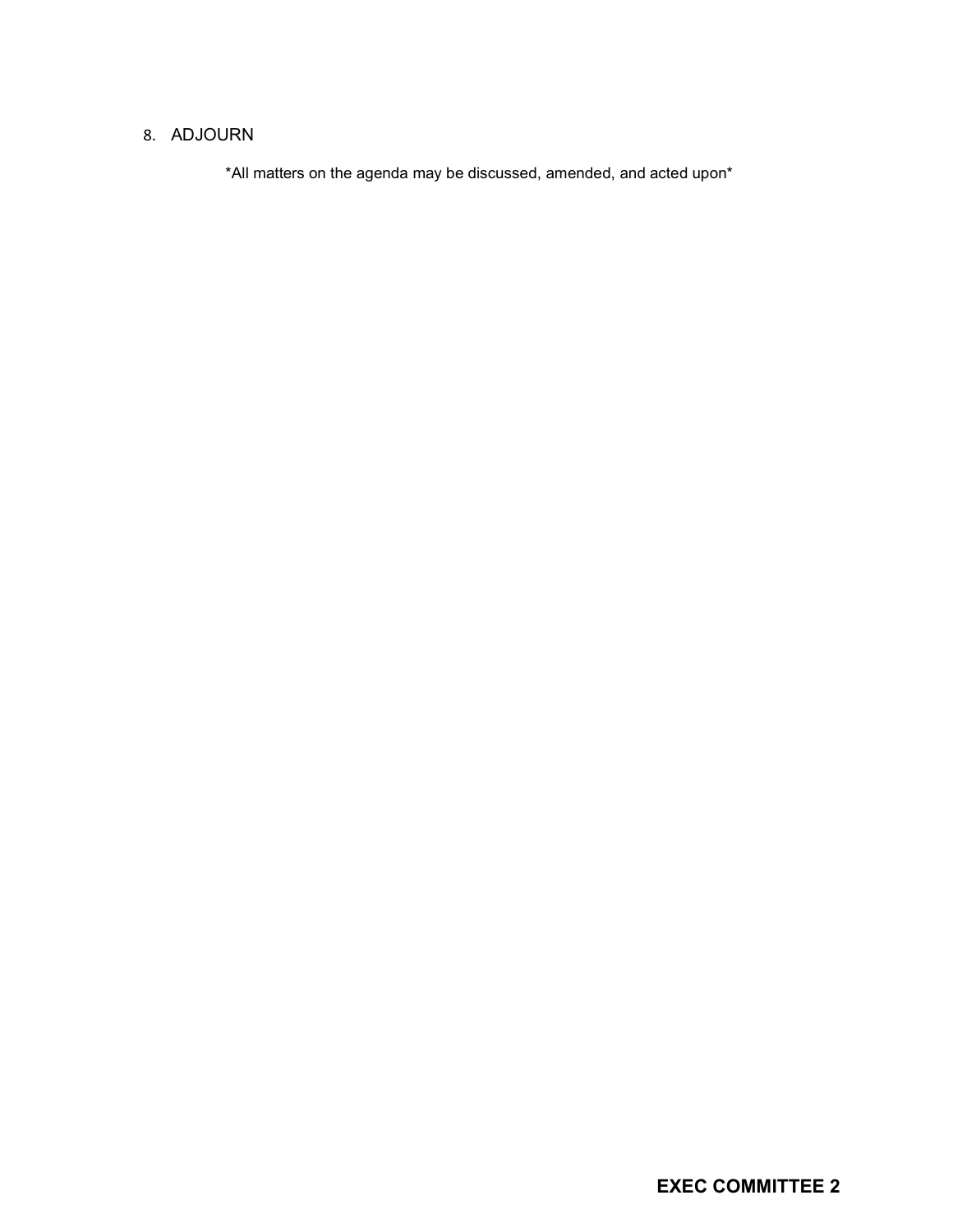8. ADJOURN

*All matters on the agenda may be discussed, amended, and acted upon*